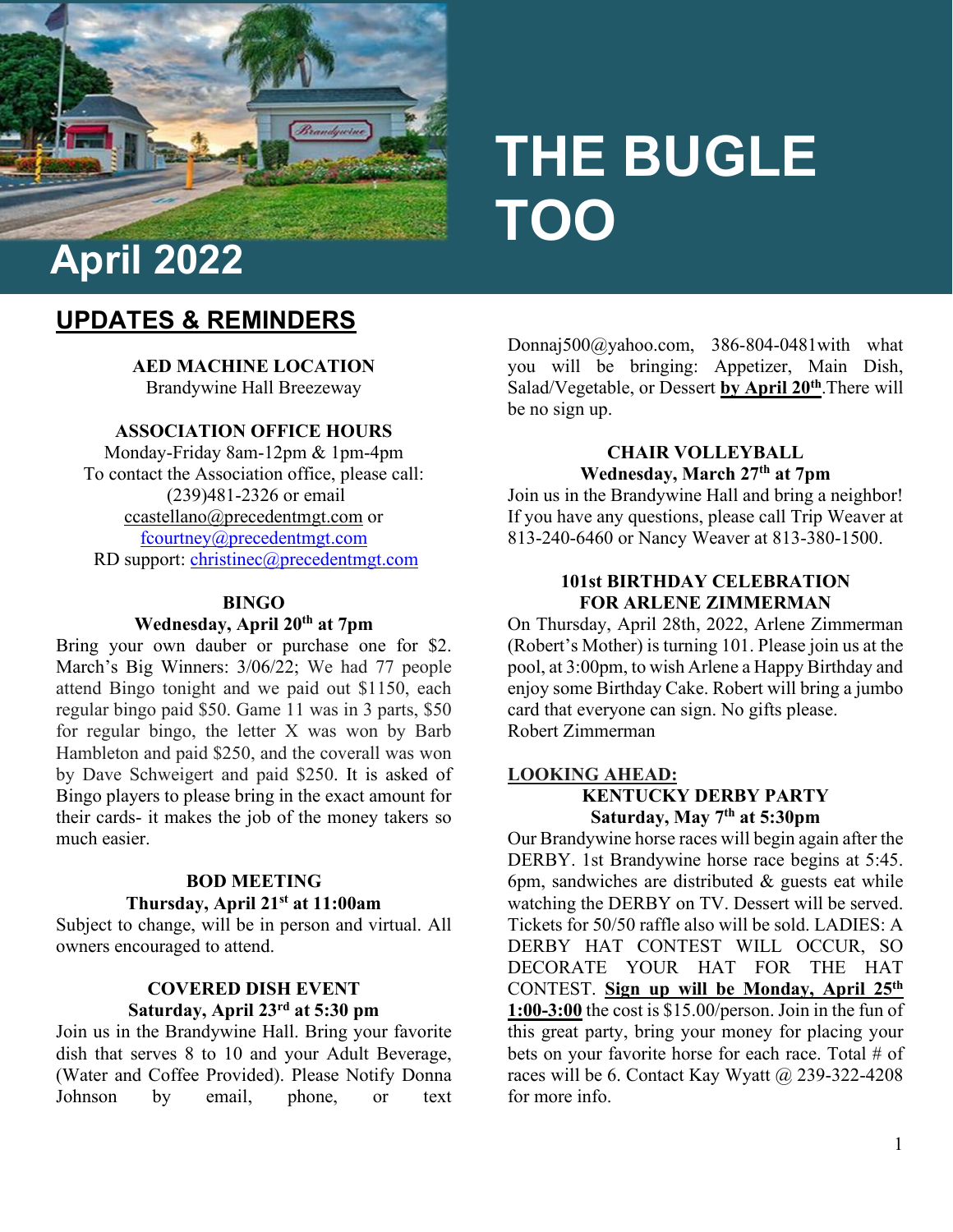# THE BUGLE TOO

## April 2022

## UPDATES & REMINDERS

**AED MACHINE LOCATION**
Brandywine Hall Breezeway

**ASSOCIATION OFFICE HOURS**
Monday-Friday 8am-12pm & 1pm-4pm
To contact the Association office, please call: (239)481-2326 or email ccastellano@precedentmgt.com or fcourtney@precedentmgt.com
RD support: christinec@precedentmgt.com

**BINGO**
**Wednesday, April 20th at 7pm**

Bring your own dauber or purchase one for $2. March's Big Winners: 3/06/22; We had 77 people attend Bingo tonight and we paid out $1150, each regular bingo paid $50. Game 11 was in 3 parts, $50 for regular bingo, the letter X was won by Barb Hambleton and paid $250, and the coverall was won by Dave Schweigert and paid $250. It is asked of Bingo players to please bring in the exact amount for their cards- it makes the job of the money takers so much easier.

**BOD MEETING**
**Thursday, April 21st at 11:00am**

Subject to change, will be in person and virtual. All owners encouraged to attend.

**COVERED DISH EVENT**
**Saturday, April 23rd at 5:30 pm**

Join us in the Brandywine Hall. Bring your favorite dish that serves 8 to 10 and your Adult Beverage, (Water and Coffee Provided). Please Notify Donna Johnson by email, phone, or text Donnaj500@yahoo.com, 386-804-0481with what you will be bringing: Appetizer, Main Dish, Salad/Vegetable, or Dessert **by April 20th**.There will be no sign up.

**CHAIR VOLLEYBALL**
**Wednesday, March 27th at 7pm**

Join us in the Brandywine Hall and bring a neighbor! If you have any questions, please call Trip Weaver at 813-240-6460 or Nancy Weaver at 813-380-1500.

**101st BIRTHDAY CELEBRATION FOR ARLENE ZIMMERMAN**

On Thursday, April 28th, 2022, Arlene Zimmerman (Robert's Mother) is turning 101. Please join us at the pool, at 3:00pm, to wish Arlene a Happy Birthday and enjoy some Birthday Cake. Robert will bring a jumbo card that everyone can sign. No gifts please.
Robert Zimmerman

**LOOKING AHEAD:**

**KENTUCKY DERBY PARTY**
**Saturday, May 7th at 5:30pm**

Our Brandywine horse races will begin again after the DERBY. 1st Brandywine horse race begins at 5:45. 6pm, sandwiches are distributed & guests eat while watching the DERBY on TV. Dessert will be served. Tickets for 50/50 raffle also will be sold. LADIES: A DERBY HAT CONTEST WILL OCCUR, SO DECORATE YOUR HAT FOR THE HAT CONTEST. **Sign up will be Monday, April 25th 1:00-3:00** the cost is $15.00/person. Join in the fun of this great party, bring your money for placing your bets on your favorite horse for each race. Total # of races will be 6. Contact Kay Wyatt @ 239-322-4208 for more info.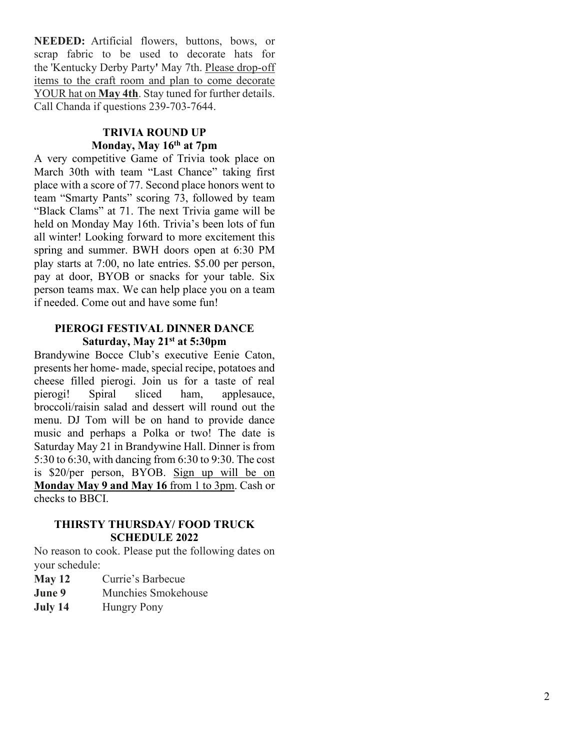**NEEDED:** Artificial flowers, buttons, bows, or scrap fabric to be used to decorate hats for the 'Kentucky Derby Party' May 7th. Please drop-off items to the craft room and plan to come decorate YOUR hat on **May 4th**. Stay tuned for further details. Call Chanda if questions 239-703-7644.

## TRIVIA ROUND UP
### Monday, May 16th at 7pm

A very competitive Game of Trivia took place on March 30th with team "Last Chance" taking first place with a score of 77. Second place honors went to team "Smarty Pants" scoring 73, followed by team "Black Clams" at 71. The next Trivia game will be held on Monday May 16th. Trivia's been lots of fun all winter! Looking forward to more excitement this spring and summer. BWH doors open at 6:30 PM play starts at 7:00, no late entries. $5.00 per person, pay at door, BYOB or snacks for your table. Six person teams max. We can help place you on a team if needed. Come out and have some fun!

## PIEROGI FESTIVAL DINNER DANCE
### Saturday, May 21st at 5:30pm

Brandywine Bocce Club's executive Eenie Caton, presents her home- made, special recipe, potatoes and cheese filled pierogi. Join us for a taste of real pierogi! Spiral sliced ham, applesauce, broccoli/raisin salad and dessert will round out the menu. DJ Tom will be on hand to provide dance music and perhaps a Polka or two! The date is Saturday May 21 in Brandywine Hall. Dinner is from 5:30 to 6:30, with dancing from 6:30 to 9:30. The cost is $20/per person, BYOB. Sign up will be on **Monday May 9 and May 16** from 1 to 3pm. Cash or checks to BBCI.

## THIRSTY THURSDAY/ FOOD TRUCK SCHEDULE 2022

No reason to cook. Please put the following dates on your schedule:

| | |
|---|---|
| **May 12** | Currie's Barbecue |
| **June 9** | Munchies Smokehouse |
| **July 14** | Hungry Pony |